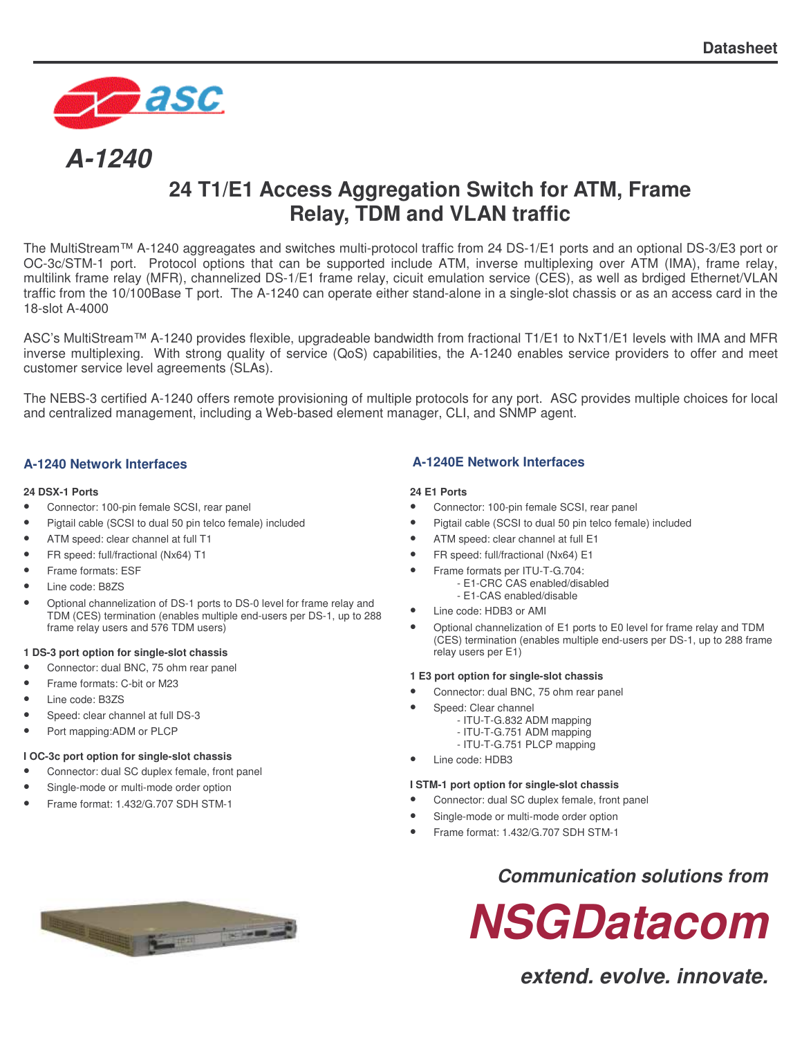Datasheet

# A-1240

## 24 T1/E1 Access Aggregation Switch for ATM, Frame Relay, TDM and VLAN traffic

The MultiStream™ A-1240 aggreagates and switches multi-protocol traffic from 24 DS-1/E1 ports and an optional DS-3/E3 port or OC-3c/STM-1 port. Protocol options that can be supported include ATM, inverse multiplexing over ATM (IMA), frame relay, multilink frame relay (MFR), channelized DS-1/E1 frame relay, cicuit emulation service (CES), as well as brdiged Ethernet/VLAN traffic from the 10/100Base T port. The A-1240 can operate either stand-alone in a single-slot chassis or as an access card in the 18-slot A-4000

ASC's MultiStream™ A-1240 provides flexible, upgradeable bandwidth from fractional T1/E1 to NxT1/E1 levels with IMA and MFR inverse multiplexing. With strong quality of service (QoS) capabilities, the A-1240 enables service providers to offer and meet customer service level agreements (SLAs).

The NEBS-3 certified A-1240 offers remote provisioning of multiple protocols for any port. ASC provides multiple choices for local and centralized management, including a Web-based element manager, CLI, and SNMP agent.

### A-1240 Network Interfaces

**24 DSX-1 Ports**

- Connector: 100-pin female SCSI, rear panel
- Pigtail cable (SCSI to dual 50 pin telco female) included
- ATM speed: clear channel at full T1
- FR speed: full/fractional (Nx64) T1
- Frame formats: ESF
- Line code: B8ZS
- Optional channelization of DS-1 ports to DS-0 level for frame relay and TDM (CES) termination (enables multiple end-users per DS-1, up to 288 frame relay users and 576 TDM users)

**1 DS-3 port option for single-slot chassis**

- Connector: dual BNC, 75 ohm rear panel
- Frame formats: C-bit or M23
- Line code: B3ZS
- Speed: clear channel at full DS-3
- Port mapping:ADM or PLCP

**I OC-3c port option for single-slot chassis**

- Connector: dual SC duplex female, front panel
- Single-mode or multi-mode order option
- Frame format: 1.432/G.707 SDH STM-1

### A-1240E Network Interfaces

**24 E1 Ports**

- Connector: 100-pin female SCSI, rear panel
- Pigtail cable (SCSI to dual 50 pin telco female) included
- ATM speed: clear channel at full E1
- FR speed: full/fractional (Nx64) E1
- Frame formats per ITU-T-G.704:
  - E1-CRC CAS enabled/disabled
  - E1-CAS enabled/disable
- Line code: HDB3 or AMI
- Optional channelization of E1 ports to E0 level for frame relay and TDM (CES) termination (enables multiple end-users per DS-1, up to 288 frame relay users per E1)

**1 E3 port option for single-slot chassis**

- Connector: dual BNC, 75 ohm rear panel
- Speed: Clear channel
  - ITU-T-G.832 ADM mapping
  - ITU-T-G.751 ADM mapping
  - ITU-T-G.751 PLCP mapping
- Line code: HDB3

**I STM-1 port option for single-slot chassis**

- Connector: dual SC duplex female, front panel
- Single-mode or multi-mode order option
- Frame format: 1.432/G.707 SDH STM-1

*Communication solutions from*

**NSGDatacom**

*extend. evolve. innovate.*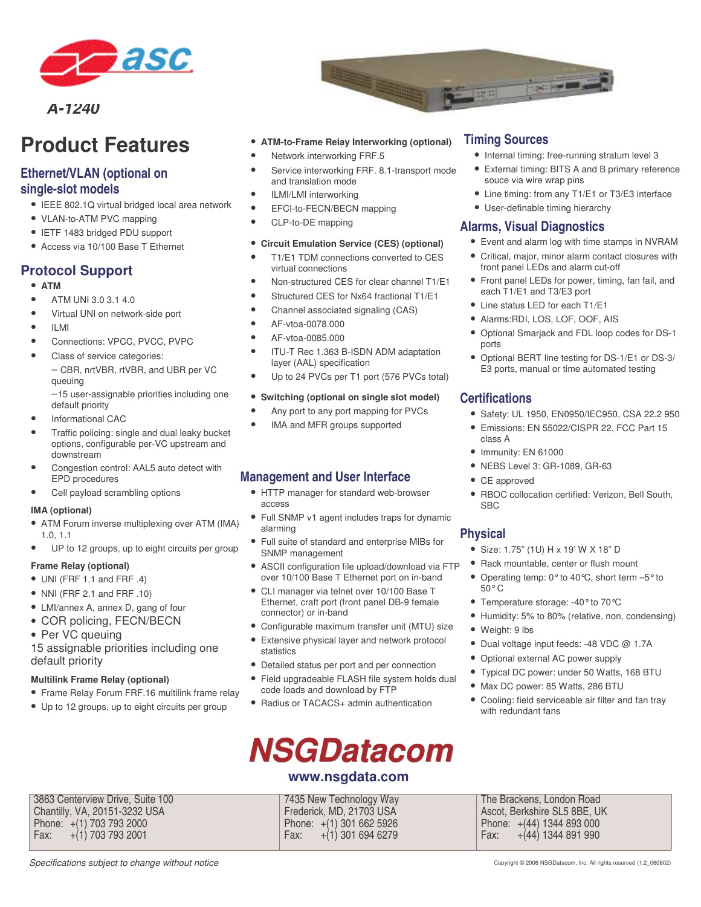A-1240

# Product Features

## Ethernet/VLAN (optional on single-slot models)

- IEEE 802.1Q virtual bridged local area network
- VLAN-to-ATM PVC mapping
- IETF 1483 bridged PDU support
- Access via 10/100 Base T Ethernet

## Protocol Support

- **ATM**
- ATM UNI 3.0 3.1 4.0
- Virtual UNI on network-side port
- ILMI
- Connections: VPCC, PVCC, PVPC
- Class of service categories:
  – CBR, nrtVBR, rtVBR, and UBR per VC queuing
  –15 user-assignable priorities including one default priority
- Informational CAC
- Traffic policing: single and dual leaky bucket options, configurable per-VC upstream and downstream
- Congestion control: AAL5 auto detect with EPD procedures
- Cell payload scrambling options

**IMA (optional)**

- ATM Forum inverse multiplexing over ATM (IMA) 1.0, 1.1
- UP to 12 groups, up to eight circuits per group

**Frame Relay (optional)**

- UNI (FRF 1.1 and FRF .4)
- NNI (FRF 2.1 and FRF .10)
- LMI/annex A, annex D, gang of four
- COR policing, FECN/BECN
- Per VC queuing

15 assignable priorities including one default priority

**Multilink Frame Relay (optional)**

- Frame Relay Forum FRF.16 multilink frame relay
- Up to 12 groups, up to eight circuits per group

- **ATM-to-Frame Relay Interworking (optional)**
- Network interworking FRF.5
- Service interworking FRF. 8.1-transport mode and translation mode
- ILMI/LMI interworking
- EFCI-to-FECN/BECN mapping
- CLP-to-DE mapping

- **Circuit Emulation Service (CES) (optional)**
- T1/E1 TDM connections converted to CES virtual connections
- Non-structured CES for clear channel T1/E1
- Structured CES for Nx64 fractional T1/E1
- Channel associated signaling (CAS)
- AF-vtoa-0078.000
- AF-vtoa-0085.000
- ITU-T Rec 1.363 B-ISDN ADM adaptation layer (AAL) specification
- Up to 24 PVCs per T1 port (576 PVCs total)

- **Switching (optional on single slot model)**
- Any port to any port mapping for PVCs
- IMA and MFR groups supported

## Management and User Interface

- HTTP manager for standard web-browser access
- Full SNMP v1 agent includes traps for dynamic alarming
- Full suite of standard and enterprise MIBs for SNMP management
- ASCII configuration file upload/download via FTP over 10/100 Base T Ethernet port on in-band
- CLI manager via telnet over 10/100 Base T Ethernet, craft port (front panel DB-9 female connector) or in-band
- Configurable maximum transfer unit (MTU) size
- Extensive physical layer and network protocol statistics
- Detailed status per port and per connection
- Field upgradeable FLASH file system holds dual code loads and download by FTP
- Radius or TACACS+ admin authentication

## Timing Sources

- Internal timing: free-running stratum level 3
- External timing: BITS A and B primary reference souce via wire wrap pins
- Line timing: from any T1/E1 or T3/E3 interface
- User-definable timing hierarchy

## Alarms, Visual Diagnostics

- Event and alarm log with time stamps in NVRAM
- Critical, major, minor alarm contact closures with front panel LEDs and alarm cut-off
- Front panel LEDs for power, timing, fan fail, and each T1/E1 and T3/E3 port
- Line status LED for each T1/E1
- Alarms:RDI, LOS, LOF, OOF, AIS
- Optional Smarjack and FDL loop codes for DS-1 ports
- Optional BERT line testing for DS-1/E1 or DS-3/E3 ports, manual or time automated testing

## Certifications

- Safety: UL 1950, EN0950/IEC950, CSA 22.2 950
- Emissions: EN 55022/CISPR 22, FCC Part 15 class A
- Immunity: EN 61000
- NEBS Level 3: GR-1089, GR-63
- CE approved
- RBOC collocation certified: Verizon, Bell South, SBC

## Physical

- Size: 1.75" (1U) H x 19' W X 18" D
- Rack mountable, center or flush mount
- Operating temp: 0° to 40°C, short term –5° to 50° C
- Temperature storage: -40° to 70°C
- Humidity: 5% to 80% (relative, non, condensing)
- Weight: 9 lbs
- Dual voltage input feeds: -48 VDC @ 1.7A
- Optional external AC power supply
- Typical DC power: under 50 Watts, 168 BTU
- Max DC power: 85 Watts, 286 BTU
- Cooling: field serviceable air filter and fan tray with redundant fans

NSGDatacom

www.nsgdata.com

| | | |
|---|---|---|
| 3863 Centerview Drive, Suite 100<br>Chantilly, VA, 20151-3232 USA<br>Phone: +(1) 703 793 2000<br>Fax: +(1) 703 793 2001 | 7435 New Technology Way<br>Frederick, MD, 21703 USA<br>Phone: +(1) 301 662 5926<br>Fax: +(1) 301 694 6279 | The Brackens, London Road<br>Ascot, Berkshire SL5 8BE, UK<br>Phone: +(44) 1344 893 000<br>Fax: +(44) 1344 891 990 |

*Specifications subject to change without notice*

Copyright © 2006 NSGDatacom, Inc. All rights reserved (1.2_060602)